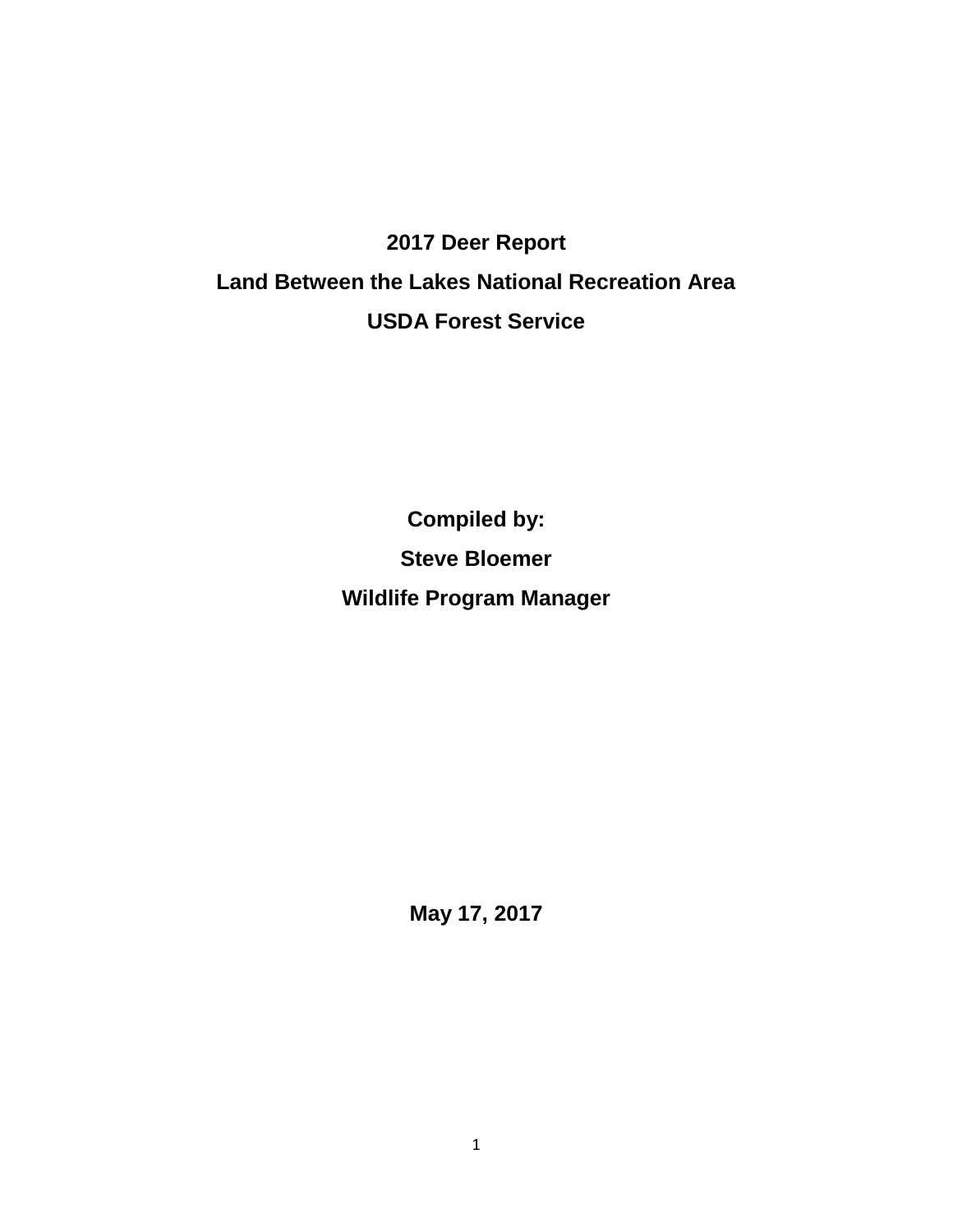# 2017 Deer Report

# Land Between the Lakes National Recreation Area

# USDA Forest Service

**Compiled by:**

**Steve Bloemer**

**Wildlife Program Manager**

**May 17, 2017**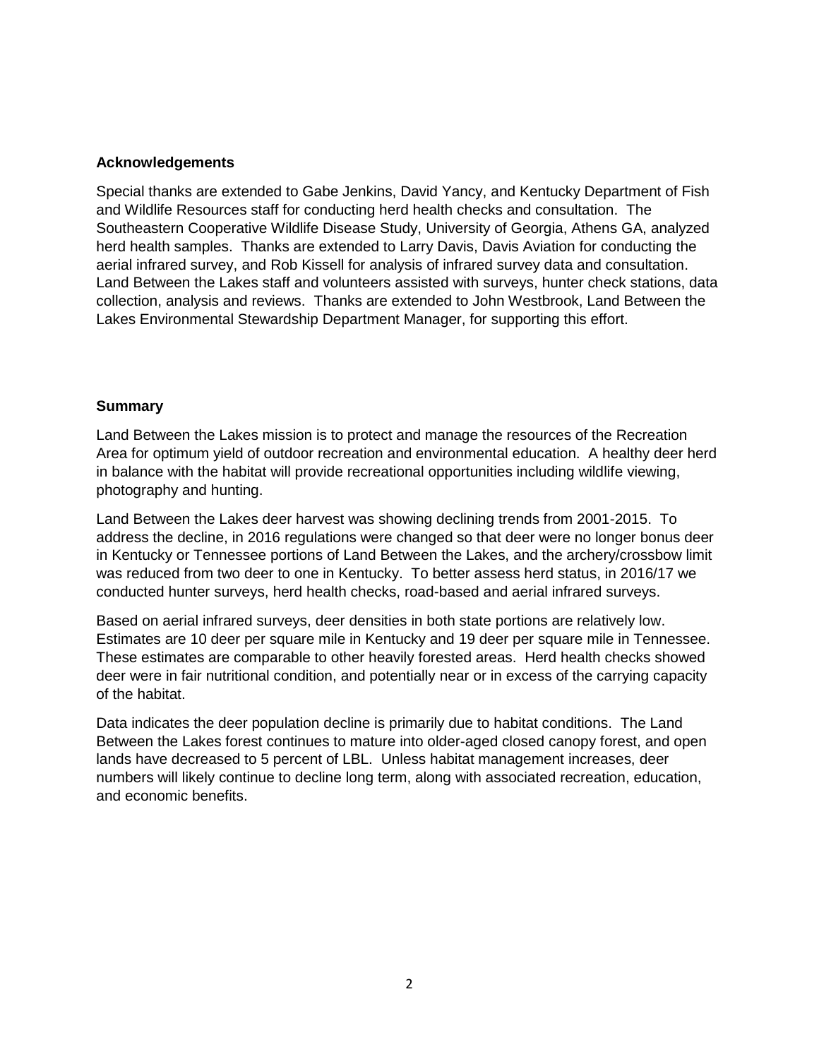## Acknowledgements

Special thanks are extended to Gabe Jenkins, David Yancy, and Kentucky Department of Fish and Wildlife Resources staff for conducting herd health checks and consultation. The Southeastern Cooperative Wildlife Disease Study, University of Georgia, Athens GA, analyzed herd health samples. Thanks are extended to Larry Davis, Davis Aviation for conducting the aerial infrared survey, and Rob Kissell for analysis of infrared survey data and consultation. Land Between the Lakes staff and volunteers assisted with surveys, hunter check stations, data collection, analysis and reviews. Thanks are extended to John Westbrook, Land Between the Lakes Environmental Stewardship Department Manager, for supporting this effort.

## Summary

Land Between the Lakes mission is to protect and manage the resources of the Recreation Area for optimum yield of outdoor recreation and environmental education. A healthy deer herd in balance with the habitat will provide recreational opportunities including wildlife viewing, photography and hunting.

Land Between the Lakes deer harvest was showing declining trends from 2001-2015. To address the decline, in 2016 regulations were changed so that deer were no longer bonus deer in Kentucky or Tennessee portions of Land Between the Lakes, and the archery/crossbow limit was reduced from two deer to one in Kentucky. To better assess herd status, in 2016/17 we conducted hunter surveys, herd health checks, road-based and aerial infrared surveys.

Based on aerial infrared surveys, deer densities in both state portions are relatively low. Estimates are 10 deer per square mile in Kentucky and 19 deer per square mile in Tennessee. These estimates are comparable to other heavily forested areas. Herd health checks showed deer were in fair nutritional condition, and potentially near or in excess of the carrying capacity of the habitat.

Data indicates the deer population decline is primarily due to habitat conditions. The Land Between the Lakes forest continues to mature into older-aged closed canopy forest, and open lands have decreased to 5 percent of LBL. Unless habitat management increases, deer numbers will likely continue to decline long term, along with associated recreation, education, and economic benefits.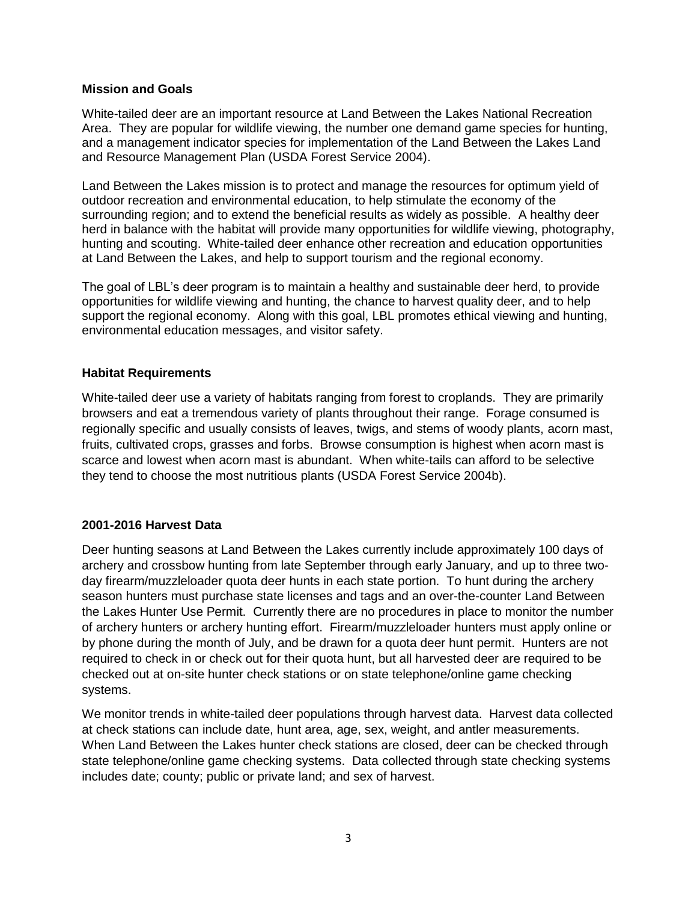## Mission and Goals

White-tailed deer are an important resource at Land Between the Lakes National Recreation Area. They are popular for wildlife viewing, the number one demand game species for hunting, and a management indicator species for implementation of the Land Between the Lakes Land and Resource Management Plan (USDA Forest Service 2004).

Land Between the Lakes mission is to protect and manage the resources for optimum yield of outdoor recreation and environmental education, to help stimulate the economy of the surrounding region; and to extend the beneficial results as widely as possible. A healthy deer herd in balance with the habitat will provide many opportunities for wildlife viewing, photography, hunting and scouting. White-tailed deer enhance other recreation and education opportunities at Land Between the Lakes, and help to support tourism and the regional economy.

The goal of LBL's deer program is to maintain a healthy and sustainable deer herd, to provide opportunities for wildlife viewing and hunting, the chance to harvest quality deer, and to help support the regional economy. Along with this goal, LBL promotes ethical viewing and hunting, environmental education messages, and visitor safety.

## Habitat Requirements

White-tailed deer use a variety of habitats ranging from forest to croplands. They are primarily browsers and eat a tremendous variety of plants throughout their range. Forage consumed is regionally specific and usually consists of leaves, twigs, and stems of woody plants, acorn mast, fruits, cultivated crops, grasses and forbs. Browse consumption is highest when acorn mast is scarce and lowest when acorn mast is abundant. When white-tails can afford to be selective they tend to choose the most nutritious plants (USDA Forest Service 2004b).

## 2001-2016 Harvest Data

Deer hunting seasons at Land Between the Lakes currently include approximately 100 days of archery and crossbow hunting from late September through early January, and up to three two-day firearm/muzzleloader quota deer hunts in each state portion. To hunt during the archery season hunters must purchase state licenses and tags and an over-the-counter Land Between the Lakes Hunter Use Permit. Currently there are no procedures in place to monitor the number of archery hunters or archery hunting effort. Firearm/muzzleloader hunters must apply online or by phone during the month of July, and be drawn for a quota deer hunt permit. Hunters are not required to check in or check out for their quota hunt, but all harvested deer are required to be checked out at on-site hunter check stations or on state telephone/online game checking systems.

We monitor trends in white-tailed deer populations through harvest data. Harvest data collected at check stations can include date, hunt area, age, sex, weight, and antler measurements. When Land Between the Lakes hunter check stations are closed, deer can be checked through state telephone/online game checking systems. Data collected through state checking systems includes date; county; public or private land; and sex of harvest.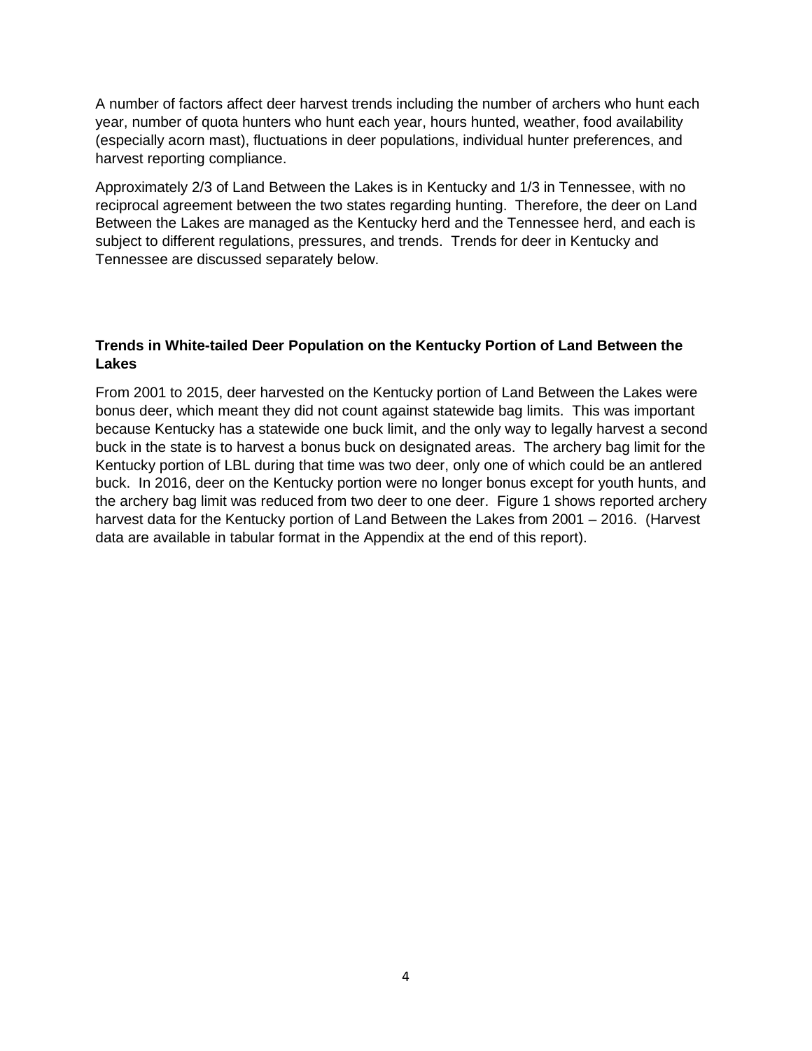A number of factors affect deer harvest trends including the number of archers who hunt each year, number of quota hunters who hunt each year, hours hunted, weather, food availability (especially acorn mast), fluctuations in deer populations, individual hunter preferences, and harvest reporting compliance.

Approximately 2/3 of Land Between the Lakes is in Kentucky and 1/3 in Tennessee, with no reciprocal agreement between the two states regarding hunting. Therefore, the deer on Land Between the Lakes are managed as the Kentucky herd and the Tennessee herd, and each is subject to different regulations, pressures, and trends. Trends for deer in Kentucky and Tennessee are discussed separately below.

**Trends in White-tailed Deer Population on the Kentucky Portion of Land Between the Lakes**

From 2001 to 2015, deer harvested on the Kentucky portion of Land Between the Lakes were bonus deer, which meant they did not count against statewide bag limits. This was important because Kentucky has a statewide one buck limit, and the only way to legally harvest a second buck in the state is to harvest a bonus buck on designated areas. The archery bag limit for the Kentucky portion of LBL during that time was two deer, only one of which could be an antlered buck. In 2016, deer on the Kentucky portion were no longer bonus except for youth hunts, and the archery bag limit was reduced from two deer to one deer. Figure 1 shows reported archery harvest data for the Kentucky portion of Land Between the Lakes from 2001 – 2016. (Harvest data are available in tabular format in the Appendix at the end of this report).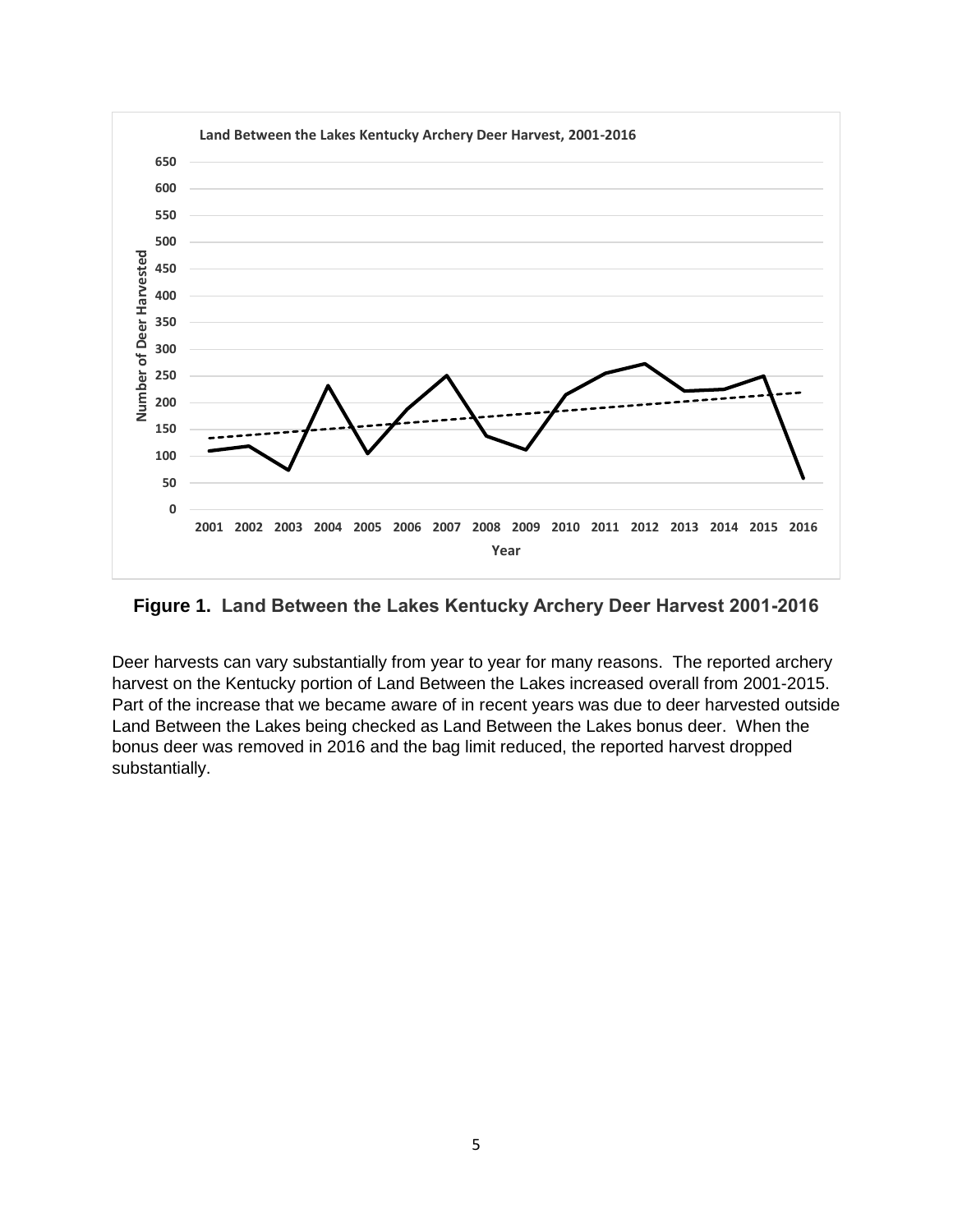**Figure 1. Land Between the Lakes Kentucky Archery Deer Harvest 2001-2016**

Deer harvests can vary substantially from year to year for many reasons. The reported archery harvest on the Kentucky portion of Land Between the Lakes increased overall from 2001-2015. Part of the increase that we became aware of in recent years was due to deer harvested outside Land Between the Lakes being checked as Land Between the Lakes bonus deer. When the bonus deer was removed in 2016 and the bag limit reduced, the reported harvest dropped substantially.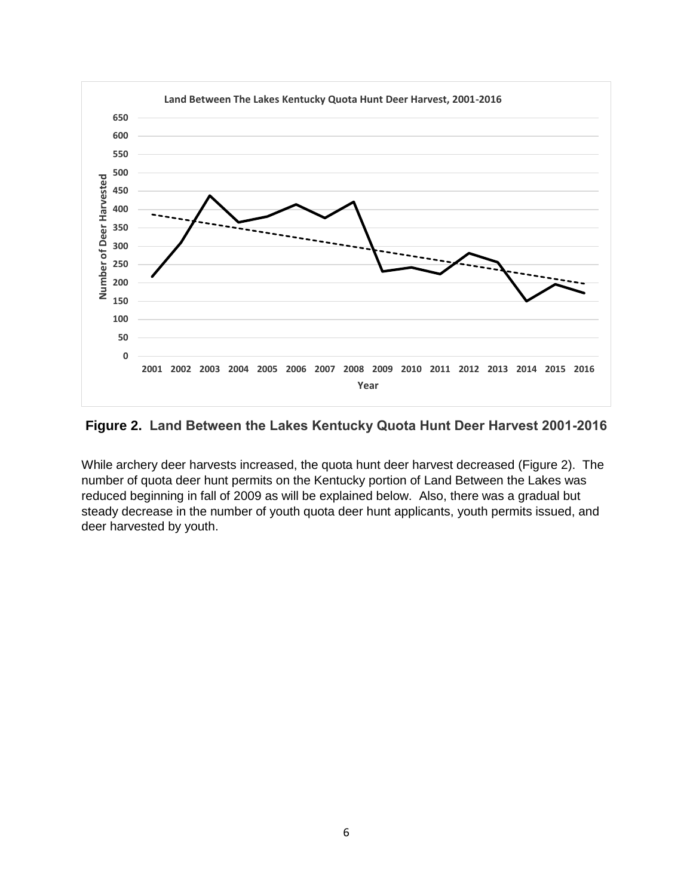**Figure 2. Land Between the Lakes Kentucky Quota Hunt Deer Harvest 2001-2016**

While archery deer harvests increased, the quota hunt deer harvest decreased (Figure 2). The number of quota deer hunt permits on the Kentucky portion of Land Between the Lakes was reduced beginning in fall of 2009 as will be explained below. Also, there was a gradual but steady decrease in the number of youth quota deer hunt applicants, youth permits issued, and deer harvested by youth.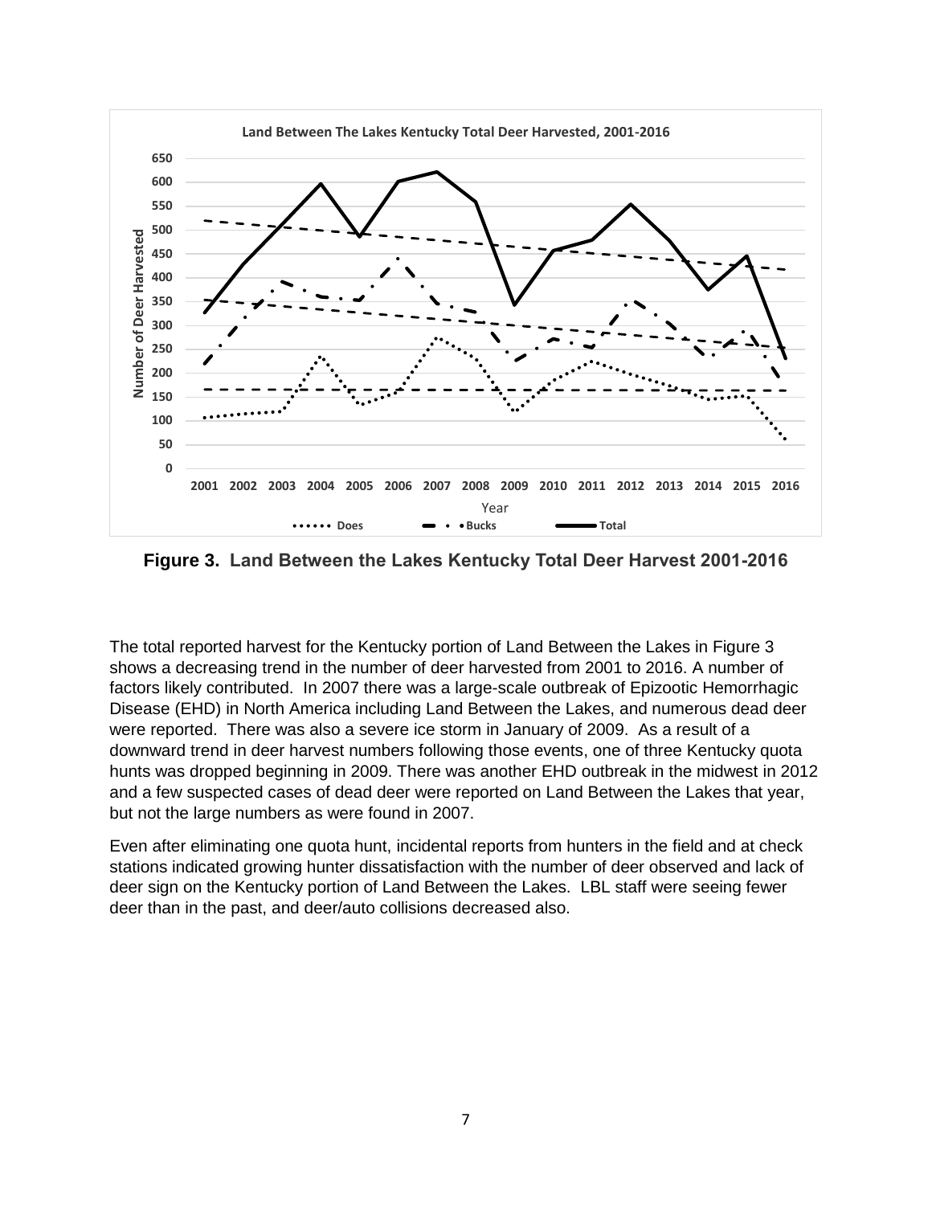**Figure 3. Land Between the Lakes Kentucky Total Deer Harvest 2001-2016**

The total reported harvest for the Kentucky portion of Land Between the Lakes in Figure 3 shows a decreasing trend in the number of deer harvested from 2001 to 2016. A number of factors likely contributed. In 2007 there was a large-scale outbreak of Epizootic Hemorrhagic Disease (EHD) in North America including Land Between the Lakes, and numerous dead deer were reported. There was also a severe ice storm in January of 2009. As a result of a downward trend in deer harvest numbers following those events, one of three Kentucky quota hunts was dropped beginning in 2009. There was another EHD outbreak in the midwest in 2012 and a few suspected cases of dead deer were reported on Land Between the Lakes that year, but not the large numbers as were found in 2007.

Even after eliminating one quota hunt, incidental reports from hunters in the field and at check stations indicated growing hunter dissatisfaction with the number of deer observed and lack of deer sign on the Kentucky portion of Land Between the Lakes. LBL staff were seeing fewer deer than in the past, and deer/auto collisions decreased also.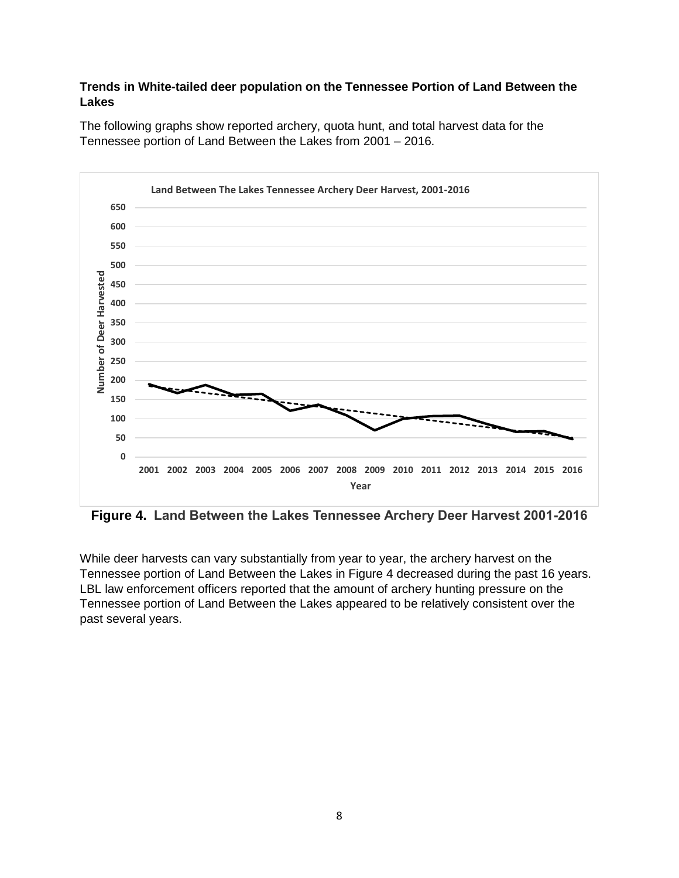**Trends in White-tailed deer population on the Tennessee Portion of Land Between the Lakes**

The following graphs show reported archery, quota hunt, and total harvest data for the Tennessee portion of Land Between the Lakes from 2001 – 2016.

**Figure 4. Land Between the Lakes Tennessee Archery Deer Harvest 2001-2016**

While deer harvests can vary substantially from year to year, the archery harvest on the Tennessee portion of Land Between the Lakes in Figure 4 decreased during the past 16 years. LBL law enforcement officers reported that the amount of archery hunting pressure on the Tennessee portion of Land Between the Lakes appeared to be relatively consistent over the past several years.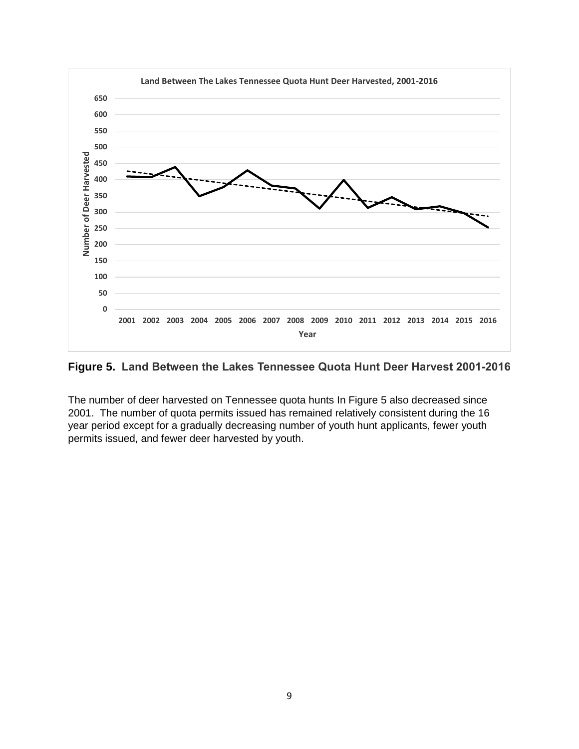**Figure 5. Land Between the Lakes Tennessee Quota Hunt Deer Harvest 2001-2016**

The number of deer harvested on Tennessee quota hunts In Figure 5 also decreased since 2001. The number of quota permits issued has remained relatively consistent during the 16 year period except for a gradually decreasing number of youth hunt applicants, fewer youth permits issued, and fewer deer harvested by youth.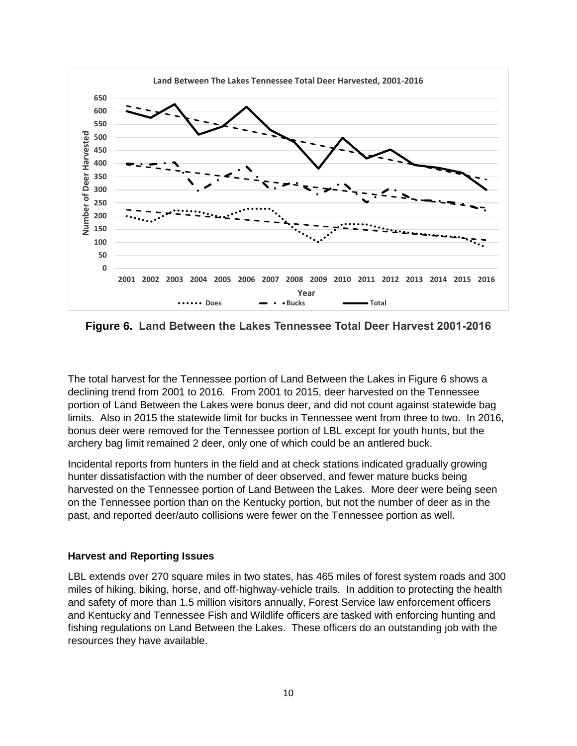**Figure 6. Land Between the Lakes Tennessee Total Deer Harvest 2001-2016**

The total harvest for the Tennessee portion of Land Between the Lakes in Figure 6 shows a declining trend from 2001 to 2016. From 2001 to 2015, deer harvested on the Tennessee portion of Land Between the Lakes were bonus deer, and did not count against statewide bag limits. Also in 2015 the statewide limit for bucks in Tennessee went from three to two. In 2016, bonus deer were removed for the Tennessee portion of LBL except for youth hunts, but the archery bag limit remained 2 deer, only one of which could be an antlered buck.

Incidental reports from hunters in the field and at check stations indicated gradually growing hunter dissatisfaction with the number of deer observed, and fewer mature bucks being harvested on the Tennessee portion of Land Between the Lakes. More deer were being seen on the Tennessee portion than on the Kentucky portion, but not the number of deer as in the past, and reported deer/auto collisions were fewer on the Tennessee portion as well.

### Harvest and Reporting Issues

LBL extends over 270 square miles in two states, has 465 miles of forest system roads and 300 miles of hiking, biking, horse, and off-highway-vehicle trails. In addition to protecting the health and safety of more than 1.5 million visitors annually, Forest Service law enforcement officers and Kentucky and Tennessee Fish and Wildlife officers are tasked with enforcing hunting and fishing regulations on Land Between the Lakes. These officers do an outstanding job with the resources they have available.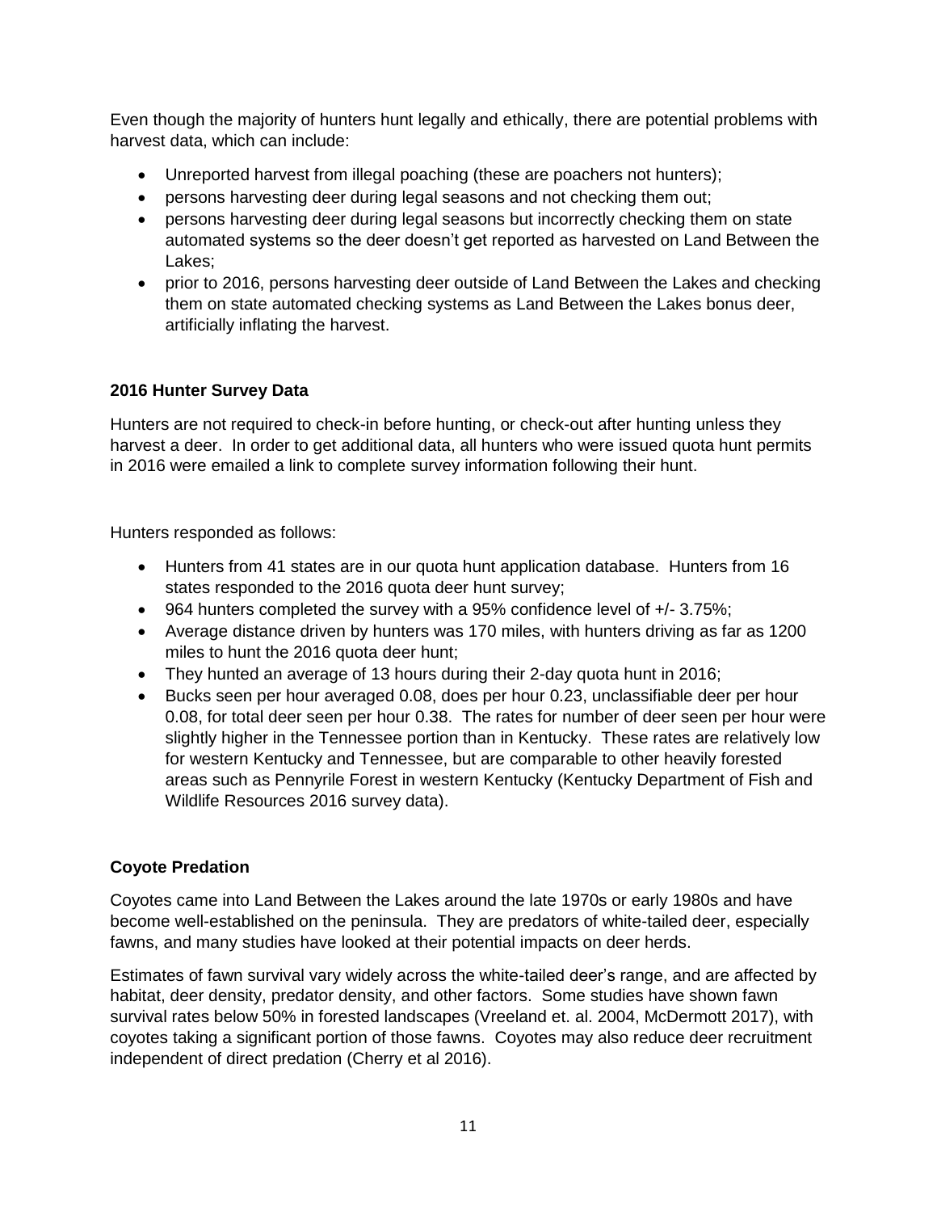Even though the majority of hunters hunt legally and ethically, there are potential problems with harvest data, which can include:

- Unreported harvest from illegal poaching (these are poachers not hunters);
- persons harvesting deer during legal seasons and not checking them out;
- persons harvesting deer during legal seasons but incorrectly checking them on state automated systems so the deer doesn't get reported as harvested on Land Between the Lakes;
- prior to 2016, persons harvesting deer outside of Land Between the Lakes and checking them on state automated checking systems as Land Between the Lakes bonus deer, artificially inflating the harvest.

### 2016 Hunter Survey Data

Hunters are not required to check-in before hunting, or check-out after hunting unless they harvest a deer. In order to get additional data, all hunters who were issued quota hunt permits in 2016 were emailed a link to complete survey information following their hunt.

Hunters responded as follows:

- Hunters from 41 states are in our quota hunt application database. Hunters from 16 states responded to the 2016 quota deer hunt survey;
- 964 hunters completed the survey with a 95% confidence level of +/- 3.75%;
- Average distance driven by hunters was 170 miles, with hunters driving as far as 1200 miles to hunt the 2016 quota deer hunt;
- They hunted an average of 13 hours during their 2-day quota hunt in 2016;
- Bucks seen per hour averaged 0.08, does per hour 0.23, unclassifiable deer per hour 0.08, for total deer seen per hour 0.38. The rates for number of deer seen per hour were slightly higher in the Tennessee portion than in Kentucky. These rates are relatively low for western Kentucky and Tennessee, but are comparable to other heavily forested areas such as Pennyrile Forest in western Kentucky (Kentucky Department of Fish and Wildlife Resources 2016 survey data).

### Coyote Predation

Coyotes came into Land Between the Lakes around the late 1970s or early 1980s and have become well-established on the peninsula. They are predators of white-tailed deer, especially fawns, and many studies have looked at their potential impacts on deer herds.

Estimates of fawn survival vary widely across the white-tailed deer's range, and are affected by habitat, deer density, predator density, and other factors. Some studies have shown fawn survival rates below 50% in forested landscapes (Vreeland et. al. 2004, McDermott 2017), with coyotes taking a significant portion of those fawns. Coyotes may also reduce deer recruitment independent of direct predation (Cherry et al 2016).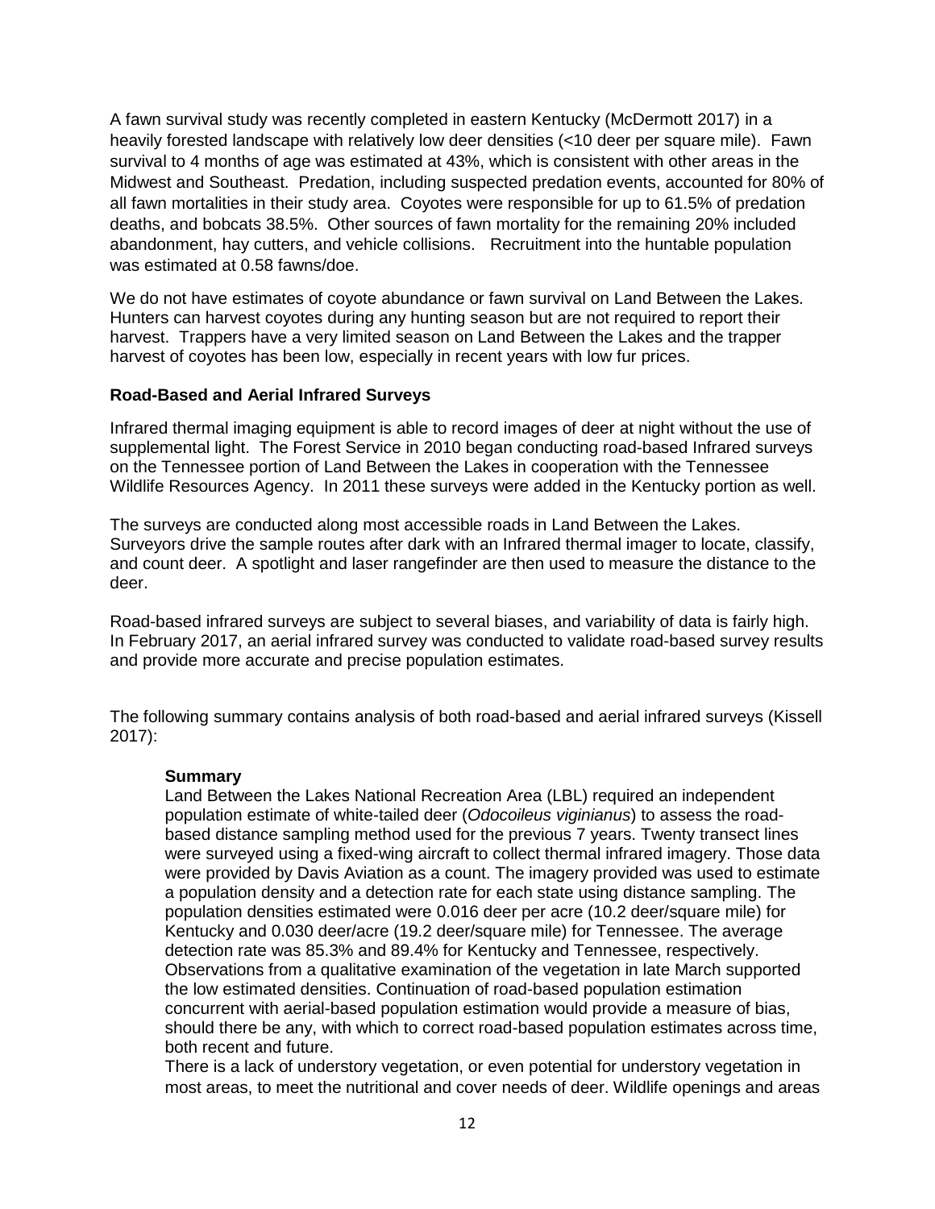A fawn survival study was recently completed in eastern Kentucky (McDermott 2017) in a heavily forested landscape with relatively low deer densities (<10 deer per square mile). Fawn survival to 4 months of age was estimated at 43%, which is consistent with other areas in the Midwest and Southeast. Predation, including suspected predation events, accounted for 80% of all fawn mortalities in their study area. Coyotes were responsible for up to 61.5% of predation deaths, and bobcats 38.5%. Other sources of fawn mortality for the remaining 20% included abandonment, hay cutters, and vehicle collisions. Recruitment into the huntable population was estimated at 0.58 fawns/doe.

We do not have estimates of coyote abundance or fawn survival on Land Between the Lakes. Hunters can harvest coyotes during any hunting season but are not required to report their harvest. Trappers have a very limited season on Land Between the Lakes and the trapper harvest of coyotes has been low, especially in recent years with low fur prices.

### Road-Based and Aerial Infrared Surveys

Infrared thermal imaging equipment is able to record images of deer at night without the use of supplemental light. The Forest Service in 2010 began conducting road-based Infrared surveys on the Tennessee portion of Land Between the Lakes in cooperation with the Tennessee Wildlife Resources Agency. In 2011 these surveys were added in the Kentucky portion as well.

The surveys are conducted along most accessible roads in Land Between the Lakes. Surveyors drive the sample routes after dark with an Infrared thermal imager to locate, classify, and count deer. A spotlight and laser rangefinder are then used to measure the distance to the deer.

Road-based infrared surveys are subject to several biases, and variability of data is fairly high. In February 2017, an aerial infrared survey was conducted to validate road-based survey results and provide more accurate and precise population estimates.

The following summary contains analysis of both road-based and aerial infrared surveys (Kissell 2017):

> **Summary**
>
> Land Between the Lakes National Recreation Area (LBL) required an independent population estimate of white-tailed deer (*Odocoileus viginianus*) to assess the road-based distance sampling method used for the previous 7 years. Twenty transect lines were surveyed using a fixed-wing aircraft to collect thermal infrared imagery. Those data were provided by Davis Aviation as a count. The imagery provided was used to estimate a population density and a detection rate for each state using distance sampling. The population densities estimated were 0.016 deer per acre (10.2 deer/square mile) for Kentucky and 0.030 deer/acre (19.2 deer/square mile) for Tennessee. The average detection rate was 85.3% and 89.4% for Kentucky and Tennessee, respectively. Observations from a qualitative examination of the vegetation in late March supported the low estimated densities. Continuation of road-based population estimation concurrent with aerial-based population estimation would provide a measure of bias, should there be any, with which to correct road-based population estimates across time, both recent and future.
>
> There is a lack of understory vegetation, or even potential for understory vegetation in most areas, to meet the nutritional and cover needs of deer. Wildlife openings and areas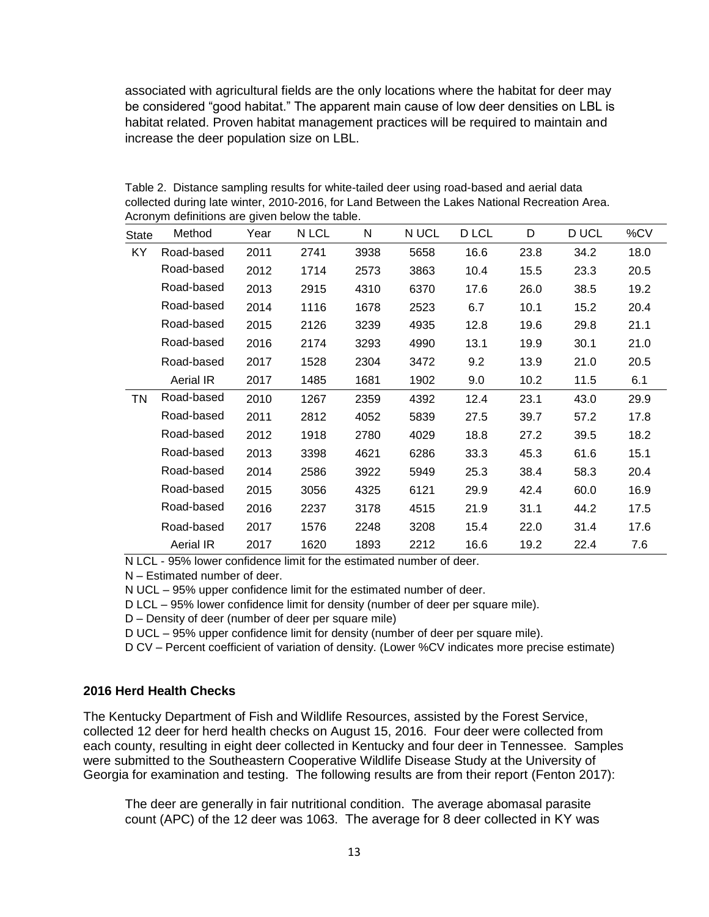associated with agricultural fields are the only locations where the habitat for deer may be considered "good habitat." The apparent main cause of low deer densities on LBL is habitat related. Proven habitat management practices will be required to maintain and increase the deer population size on LBL.

Table 2. Distance sampling results for white-tailed deer using road-based and aerial data collected during late winter, 2010-2016, for Land Between the Lakes National Recreation Area. Acronym definitions are given below the table.

| State | Method | Year | N LCL | N | N UCL | D LCL | D | D UCL | %CV |
|---|---|---|---|---|---|---|---|---|---|
| KY | Road-based | 2011 | 2741 | 3938 | 5658 | 16.6 | 23.8 | 34.2 | 18.0 |
| | Road-based | 2012 | 1714 | 2573 | 3863 | 10.4 | 15.5 | 23.3 | 20.5 |
| | Road-based | 2013 | 2915 | 4310 | 6370 | 17.6 | 26.0 | 38.5 | 19.2 |
| | Road-based | 2014 | 1116 | 1678 | 2523 | 6.7 | 10.1 | 15.2 | 20.4 |
| | Road-based | 2015 | 2126 | 3239 | 4935 | 12.8 | 19.6 | 29.8 | 21.1 |
| | Road-based | 2016 | 2174 | 3293 | 4990 | 13.1 | 19.9 | 30.1 | 21.0 |
| | Road-based | 2017 | 1528 | 2304 | 3472 | 9.2 | 13.9 | 21.0 | 20.5 |
| | Aerial IR | 2017 | 1485 | 1681 | 1902 | 9.0 | 10.2 | 11.5 | 6.1 |
| TN | Road-based | 2010 | 1267 | 2359 | 4392 | 12.4 | 23.1 | 43.0 | 29.9 |
| | Road-based | 2011 | 2812 | 4052 | 5839 | 27.5 | 39.7 | 57.2 | 17.8 |
| | Road-based | 2012 | 1918 | 2780 | 4029 | 18.8 | 27.2 | 39.5 | 18.2 |
| | Road-based | 2013 | 3398 | 4621 | 6286 | 33.3 | 45.3 | 61.6 | 15.1 |
| | Road-based | 2014 | 2586 | 3922 | 5949 | 25.3 | 38.4 | 58.3 | 20.4 |
| | Road-based | 2015 | 3056 | 4325 | 6121 | 29.9 | 42.4 | 60.0 | 16.9 |
| | Road-based | 2016 | 2237 | 3178 | 4515 | 21.9 | 31.1 | 44.2 | 17.5 |
| | Road-based | 2017 | 1576 | 2248 | 3208 | 15.4 | 22.0 | 31.4 | 17.6 |
| | Aerial IR | 2017 | 1620 | 1893 | 2212 | 16.6 | 19.2 | 22.4 | 7.6 |

N LCL - 95% lower confidence limit for the estimated number of deer.

N – Estimated number of deer.

N UCL – 95% upper confidence limit for the estimated number of deer.

D LCL – 95% lower confidence limit for density (number of deer per square mile).

D – Density of deer (number of deer per square mile)

D UCL – 95% upper confidence limit for density (number of deer per square mile).

D CV – Percent coefficient of variation of density. (Lower %CV indicates more precise estimate)

## 2016 Herd Health Checks

The Kentucky Department of Fish and Wildlife Resources, assisted by the Forest Service, collected 12 deer for herd health checks on August 15, 2016. Four deer were collected from each county, resulting in eight deer collected in Kentucky and four deer in Tennessee. Samples were submitted to the Southeastern Cooperative Wildlife Disease Study at the University of Georgia for examination and testing. The following results are from their report (Fenton 2017):

> The deer are generally in fair nutritional condition. The average abomasal parasite count (APC) of the 12 deer was 1063. The average for 8 deer collected in KY was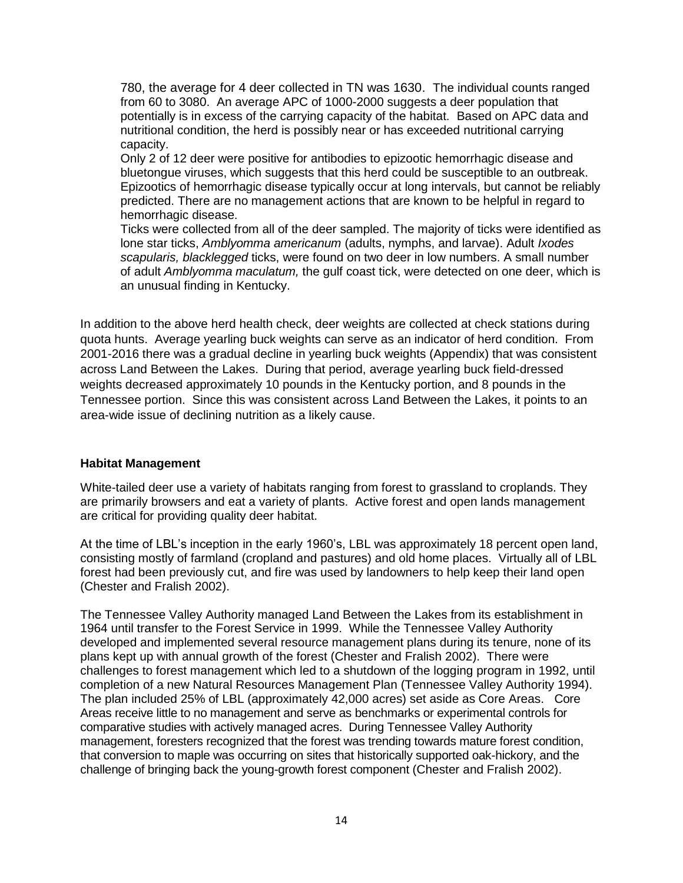780, the average for 4 deer collected in TN was 1630. The individual counts ranged from 60 to 3080. An average APC of 1000-2000 suggests a deer population that potentially is in excess of the carrying capacity of the habitat. Based on APC data and nutritional condition, the herd is possibly near or has exceeded nutritional carrying capacity.

Only 2 of 12 deer were positive for antibodies to epizootic hemorrhagic disease and bluetongue viruses, which suggests that this herd could be susceptible to an outbreak. Epizootics of hemorrhagic disease typically occur at long intervals, but cannot be reliably predicted. There are no management actions that are known to be helpful in regard to hemorrhagic disease.

Ticks were collected from all of the deer sampled. The majority of ticks were identified as lone star ticks, *Amblyomma americanum* (adults, nymphs, and larvae). Adult *Ixodes scapularis, blacklegged* ticks, were found on two deer in low numbers. A small number of adult *Amblyomma maculatum,* the gulf coast tick, were detected on one deer, which is an unusual finding in Kentucky.

In addition to the above herd health check, deer weights are collected at check stations during quota hunts. Average yearling buck weights can serve as an indicator of herd condition. From 2001-2016 there was a gradual decline in yearling buck weights (Appendix) that was consistent across Land Between the Lakes. During that period, average yearling buck field-dressed weights decreased approximately 10 pounds in the Kentucky portion, and 8 pounds in the Tennessee portion. Since this was consistent across Land Between the Lakes, it points to an area-wide issue of declining nutrition as a likely cause.

**Habitat Management**

White-tailed deer use a variety of habitats ranging from forest to grassland to croplands. They are primarily browsers and eat a variety of plants. Active forest and open lands management are critical for providing quality deer habitat.

At the time of LBL's inception in the early 1960's, LBL was approximately 18 percent open land, consisting mostly of farmland (cropland and pastures) and old home places. Virtually all of LBL forest had been previously cut, and fire was used by landowners to help keep their land open (Chester and Fralish 2002).

The Tennessee Valley Authority managed Land Between the Lakes from its establishment in 1964 until transfer to the Forest Service in 1999. While the Tennessee Valley Authority developed and implemented several resource management plans during its tenure, none of its plans kept up with annual growth of the forest (Chester and Fralish 2002). There were challenges to forest management which led to a shutdown of the logging program in 1992, until completion of a new Natural Resources Management Plan (Tennessee Valley Authority 1994). The plan included 25% of LBL (approximately 42,000 acres) set aside as Core Areas. Core Areas receive little to no management and serve as benchmarks or experimental controls for comparative studies with actively managed acres. During Tennessee Valley Authority management, foresters recognized that the forest was trending towards mature forest condition, that conversion to maple was occurring on sites that historically supported oak-hickory, and the challenge of bringing back the young-growth forest component (Chester and Fralish 2002).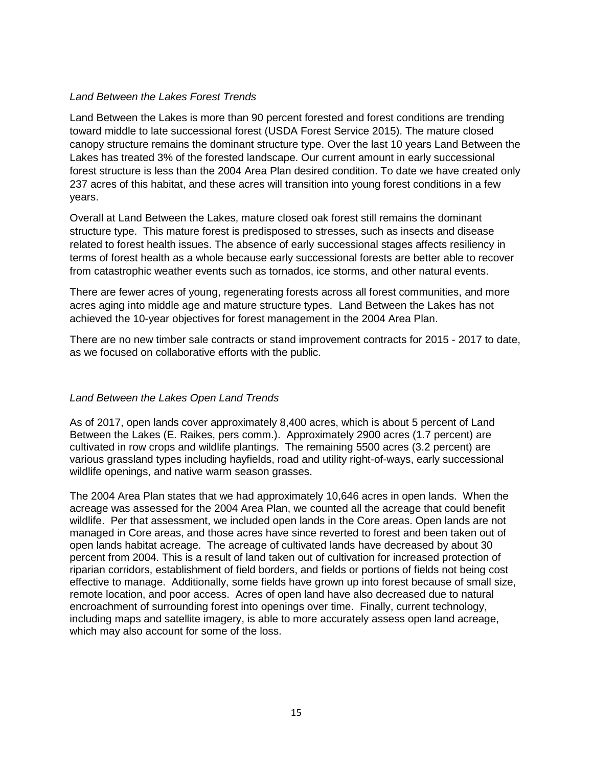*Land Between the Lakes Forest Trends*

Land Between the Lakes is more than 90 percent forested and forest conditions are trending toward middle to late successional forest (USDA Forest Service 2015). The mature closed canopy structure remains the dominant structure type. Over the last 10 years Land Between the Lakes has treated 3% of the forested landscape. Our current amount in early successional forest structure is less than the 2004 Area Plan desired condition. To date we have created only 237 acres of this habitat, and these acres will transition into young forest conditions in a few years.

Overall at Land Between the Lakes, mature closed oak forest still remains the dominant structure type. This mature forest is predisposed to stresses, such as insects and disease related to forest health issues. The absence of early successional stages affects resiliency in terms of forest health as a whole because early successional forests are better able to recover from catastrophic weather events such as tornados, ice storms, and other natural events.

There are fewer acres of young, regenerating forests across all forest communities, and more acres aging into middle age and mature structure types. Land Between the Lakes has not achieved the 10-year objectives for forest management in the 2004 Area Plan.

There are no new timber sale contracts or stand improvement contracts for 2015 - 2017 to date, as we focused on collaborative efforts with the public.

*Land Between the Lakes Open Land Trends*

As of 2017, open lands cover approximately 8,400 acres, which is about 5 percent of Land Between the Lakes (E. Raikes, pers comm.). Approximately 2900 acres (1.7 percent) are cultivated in row crops and wildlife plantings. The remaining 5500 acres (3.2 percent) are various grassland types including hayfields, road and utility right-of-ways, early successional wildlife openings, and native warm season grasses.

The 2004 Area Plan states that we had approximately 10,646 acres in open lands. When the acreage was assessed for the 2004 Area Plan, we counted all the acreage that could benefit wildlife. Per that assessment, we included open lands in the Core areas. Open lands are not managed in Core areas, and those acres have since reverted to forest and been taken out of open lands habitat acreage. The acreage of cultivated lands have decreased by about 30 percent from 2004. This is a result of land taken out of cultivation for increased protection of riparian corridors, establishment of field borders, and fields or portions of fields not being cost effective to manage. Additionally, some fields have grown up into forest because of small size, remote location, and poor access. Acres of open land have also decreased due to natural encroachment of surrounding forest into openings over time. Finally, current technology, including maps and satellite imagery, is able to more accurately assess open land acreage, which may also account for some of the loss.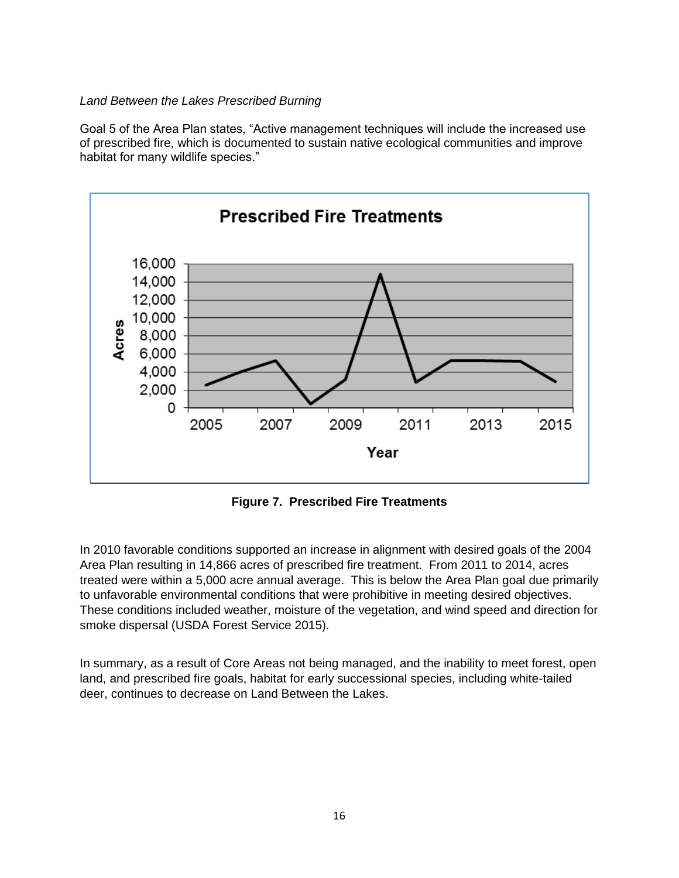*Land Between the Lakes Prescribed Burning*

Goal 5 of the Area Plan states, "Active management techniques will include the increased use of prescribed fire, which is documented to sustain native ecological communities and improve habitat for many wildlife species."

**Figure 7. Prescribed Fire Treatments**

In 2010 favorable conditions supported an increase in alignment with desired goals of the 2004 Area Plan resulting in 14,866 acres of prescribed fire treatment. From 2011 to 2014, acres treated were within a 5,000 acre annual average. This is below the Area Plan goal due primarily to unfavorable environmental conditions that were prohibitive in meeting desired objectives. These conditions included weather, moisture of the vegetation, and wind speed and direction for smoke dispersal (USDA Forest Service 2015).

In summary, as a result of Core Areas not being managed, and the inability to meet forest, open land, and prescribed fire goals, habitat for early successional species, including white-tailed deer, continues to decrease on Land Between the Lakes.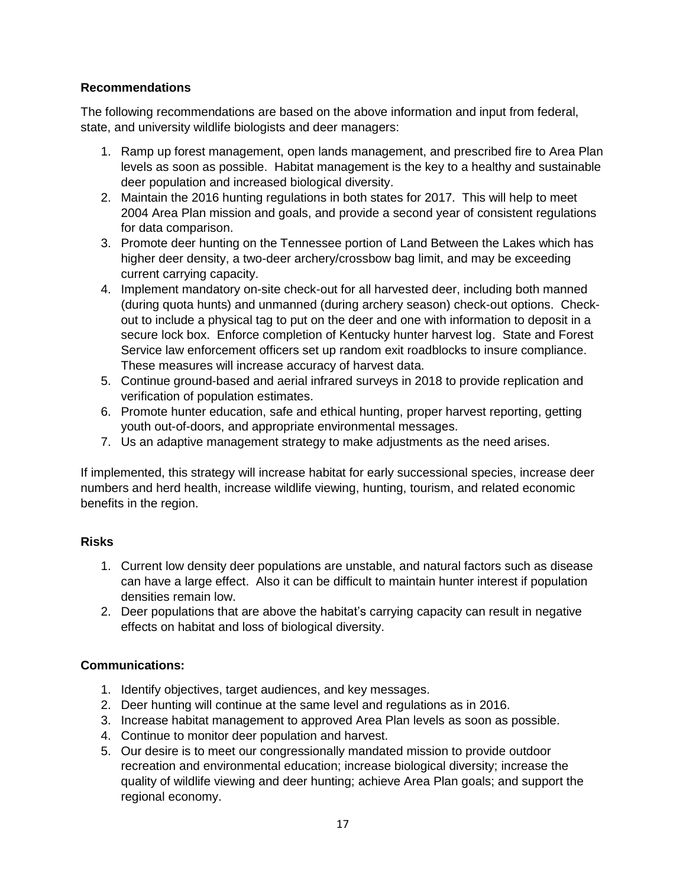**Recommendations**

The following recommendations are based on the above information and input from federal, state, and university wildlife biologists and deer managers:

1. Ramp up forest management, open lands management, and prescribed fire to Area Plan levels as soon as possible. Habitat management is the key to a healthy and sustainable deer population and increased biological diversity.
2. Maintain the 2016 hunting regulations in both states for 2017. This will help to meet 2004 Area Plan mission and goals, and provide a second year of consistent regulations for data comparison.
3. Promote deer hunting on the Tennessee portion of Land Between the Lakes which has higher deer density, a two-deer archery/crossbow bag limit, and may be exceeding current carrying capacity.
4. Implement mandatory on-site check-out for all harvested deer, including both manned (during quota hunts) and unmanned (during archery season) check-out options. Check-out to include a physical tag to put on the deer and one with information to deposit in a secure lock box. Enforce completion of Kentucky hunter harvest log. State and Forest Service law enforcement officers set up random exit roadblocks to insure compliance. These measures will increase accuracy of harvest data.
5. Continue ground-based and aerial infrared surveys in 2018 to provide replication and verification of population estimates.
6. Promote hunter education, safe and ethical hunting, proper harvest reporting, getting youth out-of-doors, and appropriate environmental messages.
7. Us an adaptive management strategy to make adjustments as the need arises.

If implemented, this strategy will increase habitat for early successional species, increase deer numbers and herd health, increase wildlife viewing, hunting, tourism, and related economic benefits in the region.

**Risks**

1. Current low density deer populations are unstable, and natural factors such as disease can have a large effect. Also it can be difficult to maintain hunter interest if population densities remain low.
2. Deer populations that are above the habitat's carrying capacity can result in negative effects on habitat and loss of biological diversity.

**Communications:**

1. Identify objectives, target audiences, and key messages.
2. Deer hunting will continue at the same level and regulations as in 2016.
3. Increase habitat management to approved Area Plan levels as soon as possible.
4. Continue to monitor deer population and harvest.
5. Our desire is to meet our congressionally mandated mission to provide outdoor recreation and environmental education; increase biological diversity; increase the quality of wildlife viewing and deer hunting; achieve Area Plan goals; and support the regional economy.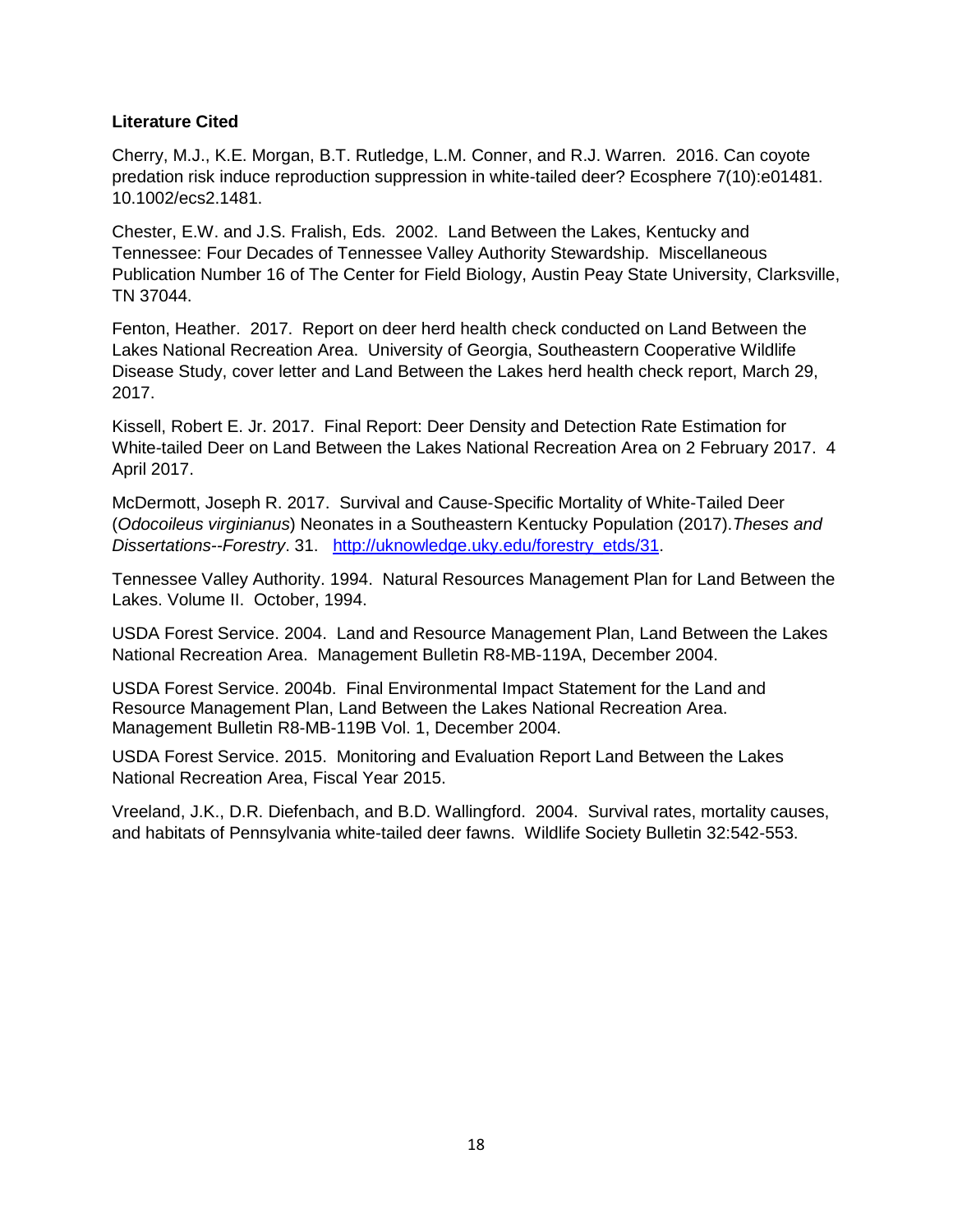**Literature Cited**

Cherry, M.J., K.E. Morgan, B.T. Rutledge, L.M. Conner, and R.J. Warren. 2016. Can coyote predation risk induce reproduction suppression in white-tailed deer? Ecosphere 7(10):e01481. 10.1002/ecs2.1481.

Chester, E.W. and J.S. Fralish, Eds. 2002. Land Between the Lakes, Kentucky and Tennessee: Four Decades of Tennessee Valley Authority Stewardship. Miscellaneous Publication Number 16 of The Center for Field Biology, Austin Peay State University, Clarksville, TN 37044.

Fenton, Heather. 2017. Report on deer herd health check conducted on Land Between the Lakes National Recreation Area. University of Georgia, Southeastern Cooperative Wildlife Disease Study, cover letter and Land Between the Lakes herd health check report, March 29, 2017.

Kissell, Robert E. Jr. 2017. Final Report: Deer Density and Detection Rate Estimation for White-tailed Deer on Land Between the Lakes National Recreation Area on 2 February 2017. 4 April 2017.

McDermott, Joseph R. 2017. Survival and Cause-Specific Mortality of White-Tailed Deer (*Odocoileus virginianus*) Neonates in a Southeastern Kentucky Population (2017). *Theses and Dissertations--Forestry*. 31. [http://uknowledge.uky.edu/forestry_etds/31](http://uknowledge.uky.edu/forestry_etds/31).

Tennessee Valley Authority. 1994. Natural Resources Management Plan for Land Between the Lakes. Volume II. October, 1994.

USDA Forest Service. 2004. Land and Resource Management Plan, Land Between the Lakes National Recreation Area. Management Bulletin R8-MB-119A, December 2004.

USDA Forest Service. 2004b. Final Environmental Impact Statement for the Land and Resource Management Plan, Land Between the Lakes National Recreation Area. Management Bulletin R8-MB-119B Vol. 1, December 2004.

USDA Forest Service. 2015. Monitoring and Evaluation Report Land Between the Lakes National Recreation Area, Fiscal Year 2015.

Vreeland, J.K., D.R. Diefenbach, and B.D. Wallingford. 2004. Survival rates, mortality causes, and habitats of Pennsylvania white-tailed deer fawns. Wildlife Society Bulletin 32:542-553.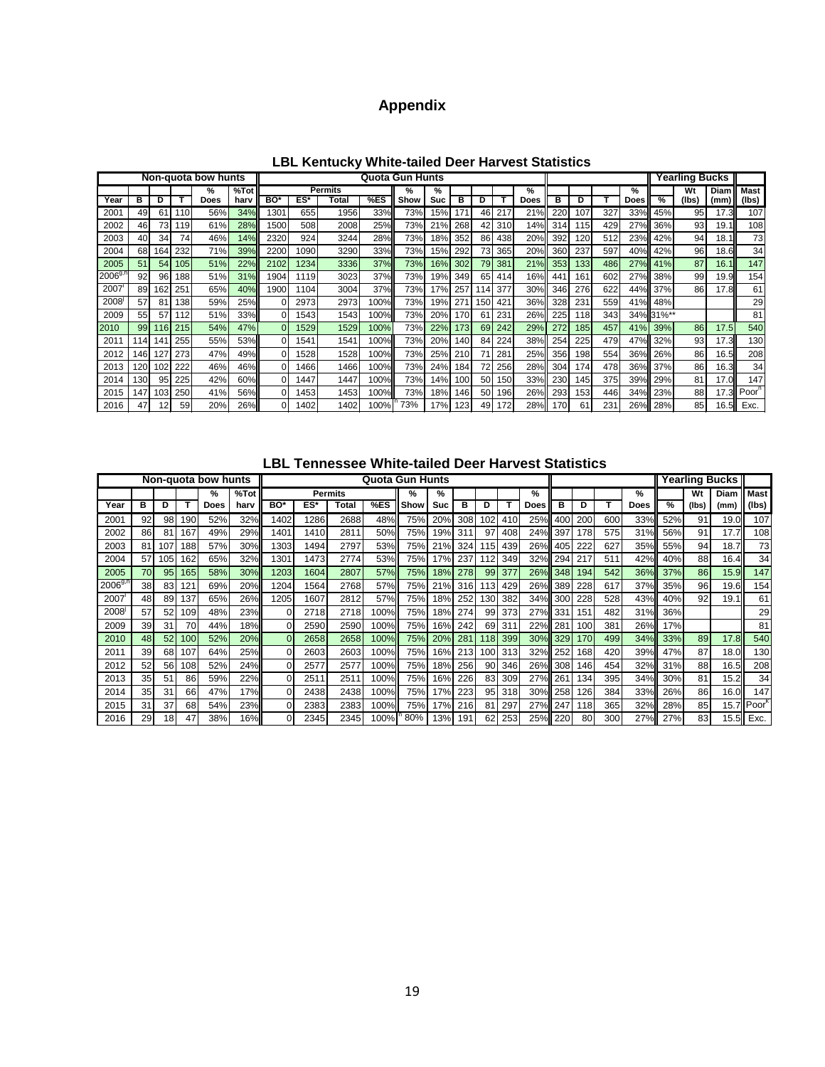# Appendix

## LBL Kentucky White-tailed Deer Harvest Statistics

| Non-quota bow hunts | | | | | | Quota Gun Hunts | | | | | | | | | | | | | | | | Yearling Bucks | | | |
|---|---|---|---|---|---|---|---|---|---|---|---|---|---|---|---|---|---|---|---|---|---|---|---|---|---|
| | | | | % | %Tot | Permits | | | | % | % | | | | % | | | | % | | Wt | Diam | Mast |
| Year | B | D | T | Does | harv | BO* | ES* | Total | %ES | Show | Suc | B | D | T | Does | B | D | T | Does | % | (lbs) | (mm) | (lbs) |
| 2001 | 49 | 61 | 110 | 56% | 34% | 1301 | 655 | 1956 | 33% | 73% | 15% | 171 | 46 | 217 | 21% | 220 | 107 | 327 | 33% | 45% | 95 | 17.3 | 107 |
| 2002 | 46 | 73 | 119 | 61% | 28% | 1500 | 508 | 2008 | 25% | 73% | 21% | 268 | 42 | 310 | 14% | 314 | 115 | 429 | 27% | 36% | 93 | 19.1 | 108 |
| 2003 | 40 | 34 | 74 | 46% | 14% | 2320 | 924 | 3244 | 28% | 73% | 18% | 352 | 86 | 438 | 20% | 392 | 120 | 512 | 23% | 42% | 94 | 18.1 | 73 |
| 2004 | 68 | 164 | 232 | 71% | 39% | 2200 | 1090 | 3290 | 33% | 73% | 15% | 292 | 73 | 365 | 20% | 360 | 237 | 597 | 40% | 42% | 96 | 18.6 | 34 |
| 2005 | 51 | 54 | 105 | 51% | 22% | 2102 | 1234 | 3336 | 37% | 73% | 16% | 302 | 79 | 381 | 21% | 353 | 133 | 486 | 27% | 41% | 87 | 16.1 | 147 |
| 2006[g,h] | 92 | 96 | 188 | 51% | 31% | 1904 | 1119 | 3023 | 37% | 73% | 19% | 349 | 65 | 414 | 16% | 441 | 161 | 602 | 27% | 38% | 99 | 19.9 | 154 |
| 2007[i] | 89 | 162 | 251 | 65% | 40% | 1900 | 1104 | 3004 | 37% | 73% | 17% | 257 | 114 | 377 | 30% | 346 | 276 | 622 | 44% | 37% | 86 | 17.8 | 61 |
| 2008[j] | 57 | 81 | 138 | 59% | 25% | 0 | 2973 | 2973 | 100% | 73% | 19% | 271 | 150 | 421 | 36% | 328 | 231 | 559 | 41% | 48% | | | 29 |
| 2009 | 55 | 57 | 112 | 51% | 33% | 0 | 1543 | 1543 | 100% | 73% | 20% | 170 | 61 | 231 | 26% | 225 | 118 | 343 | 34% | 31%** | | | 81 |
| 2010 | 99 | 116 | 215 | 54% | 47% | 0 | 1529 | 1529 | 100% | 73% | 22% | 173 | 69 | 242 | 29% | 272 | 185 | 457 | 41% | 39% | 86 | 17.5 | 540 |
| 2011 | 114 | 141 | 255 | 55% | 53% | 0 | 1541 | 1541 | 100% | 73% | 20% | 140 | 84 | 224 | 38% | 254 | 225 | 479 | 47% | 32% | 93 | 17.3 | 130 |
| 2012 | 146 | 127 | 273 | 47% | 49% | 0 | 1528 | 1528 | 100% | 73% | 25% | 210 | 71 | 281 | 25% | 356 | 198 | 554 | 36% | 26% | 86 | 16.5 | 208 |
| 2013 | 120 | 102 | 222 | 46% | 46% | 0 | 1466 | 1466 | 100% | 73% | 24% | 184 | 72 | 256 | 28% | 304 | 174 | 478 | 36% | 37% | 86 | 16.3 | 34 |
| 2014 | 130 | 95 | 225 | 42% | 60% | 0 | 1447 | 1447 | 100% | 73% | 14% | 100 | 50 | 150 | 33% | 230 | 145 | 375 | 39% | 29% | 81 | 17.0 | 147 |
| 2015 | 147 | 103 | 250 | 41% | 56% | 0 | 1453 | 1453 | 100% | 73% | 18% | 146 | 50 | 196 | 26% | 293 | 153 | 446 | 34% | 23% | 88 | 17.3 | Poor[n] |
| 2016 | 47 | 12 | 59 | 20% | 26% | 0 | 1402 | 1402 | 100% | [n] 73% | 17% | 123 | 49 | 172 | 28% | 170 | 61 | 231 | 26% | 28% | 85 | 16.5 | Exc. |

## LBL Tennessee White-tailed Deer Harvest Statistics

| Non-quota bow hunts | | | | | | Quota Gun Hunts | | | | | | | | | | | | | | | | Yearling Bucks | | | |
|---|---|---|---|---|---|---|---|---|---|---|---|---|---|---|---|---|---|---|---|---|---|---|---|---|---|
| | | | | % | %Tot | Permits | | | | % | % | | | | % | | | | % | | Wt | Diam | Mast |
| Year | B | D | T | Does | harv | BO* | ES* | Total | %ES | Show | Suc | B | D | T | Does | B | D | T | Does | % | (lbs) | (mm) | (lbs) |
| 2001 | 92 | 98 | 190 | 52% | 32% | 1402 | 1286 | 2688 | 48% | 75% | 20% | 308 | 102 | 410 | 25% | 400 | 200 | 600 | 33% | 52% | 91 | 19.0 | 107 |
| 2002 | 86 | 81 | 167 | 49% | 29% | 1401 | 1410 | 2811 | 50% | 75% | 19% | 311 | 97 | 408 | 24% | 397 | 178 | 575 | 31% | 56% | 91 | 17.7 | 108 |
| 2003 | 81 | 107 | 188 | 57% | 30% | 1303 | 1494 | 2797 | 53% | 75% | 21% | 324 | 115 | 439 | 26% | 405 | 222 | 627 | 35% | 55% | 94 | 18.7 | 73 |
| 2004 | 57 | 105 | 162 | 65% | 32% | 1301 | 1473 | 2774 | 53% | 75% | 17% | 237 | 112 | 349 | 32% | 294 | 217 | 511 | 42% | 40% | 88 | 16.4 | 34 |
| 2005 | 70 | 95 | 165 | 58% | 30% | 1203 | 1604 | 2807 | 57% | 75% | 18% | 278 | 99 | 377 | 26% | 348 | 194 | 542 | 36% | 37% | 86 | 15.9 | 147 |
| 2006[g,h] | 38 | 83 | 121 | 69% | 20% | 1204 | 1564 | 2768 | 57% | 75% | 21% | 316 | 113 | 429 | 26% | 389 | 228 | 617 | 37% | 35% | 96 | 19.6 | 154 |
| 2007[i] | 48 | 89 | 137 | 65% | 26% | 1205 | 1607 | 2812 | 57% | 75% | 18% | 252 | 130 | 382 | 34% | 300 | 228 | 528 | 43% | 40% | 92 | 19.1 | 61 |
| 2008[j] | 57 | 52 | 109 | 48% | 23% | 0 | 2718 | 2718 | 100% | 75% | 18% | 274 | 99 | 373 | 27% | 331 | 151 | 482 | 31% | 36% | | | 29 |
| 2009 | 39 | 31 | 70 | 44% | 18% | 0 | 2590 | 2590 | 100% | 75% | 16% | 242 | 69 | 311 | 22% | 281 | 100 | 381 | 26% | 17% | | | 81 |
| 2010 | 48 | 52 | 100 | 52% | 20% | 0 | 2658 | 2658 | 100% | 75% | 20% | 281 | 118 | 399 | 30% | 329 | 170 | 499 | 34% | 33% | 89 | 17.8 | 540 |
| 2011 | 39 | 68 | 107 | 64% | 25% | 0 | 2603 | 2603 | 100% | 75% | 16% | 213 | 100 | 313 | 32% | 252 | 168 | 420 | 39% | 47% | 87 | 18.0 | 130 |
| 2012 | 52 | 56 | 108 | 52% | 24% | 0 | 2577 | 2577 | 100% | 75% | 18% | 256 | 90 | 346 | 26% | 308 | 146 | 454 | 32% | 31% | 88 | 16.5 | 208 |
| 2013 | 35 | 51 | 86 | 59% | 22% | 0 | 2511 | 2511 | 100% | 75% | 16% | 226 | 83 | 309 | 27% | 261 | 134 | 395 | 34% | 30% | 81 | 15.2 | 34 |
| 2014 | 35 | 31 | 66 | 47% | 17% | 0 | 2438 | 2438 | 100% | 75% | 17% | 223 | 95 | 318 | 30% | 258 | 126 | 384 | 33% | 26% | 86 | 16.0 | 147 |
| 2015 | 31 | 37 | 68 | 54% | 23% | 0 | 2383 | 2383 | 100% | 75% | 17% | 216 | 81 | 297 | 27% | 247 | 118 | 365 | 32% | 28% | 85 | 15.7 | Poor[k] |
| 2016 | 29 | 18 | 47 | 38% | 16% | 0 | 2345 | 2345 | 100% | [n] 80% | 13% | 191 | 62 | 253 | 25% | 220 | 80 | 300 | 27% | 27% | 83 | 15.5 | Exc. |